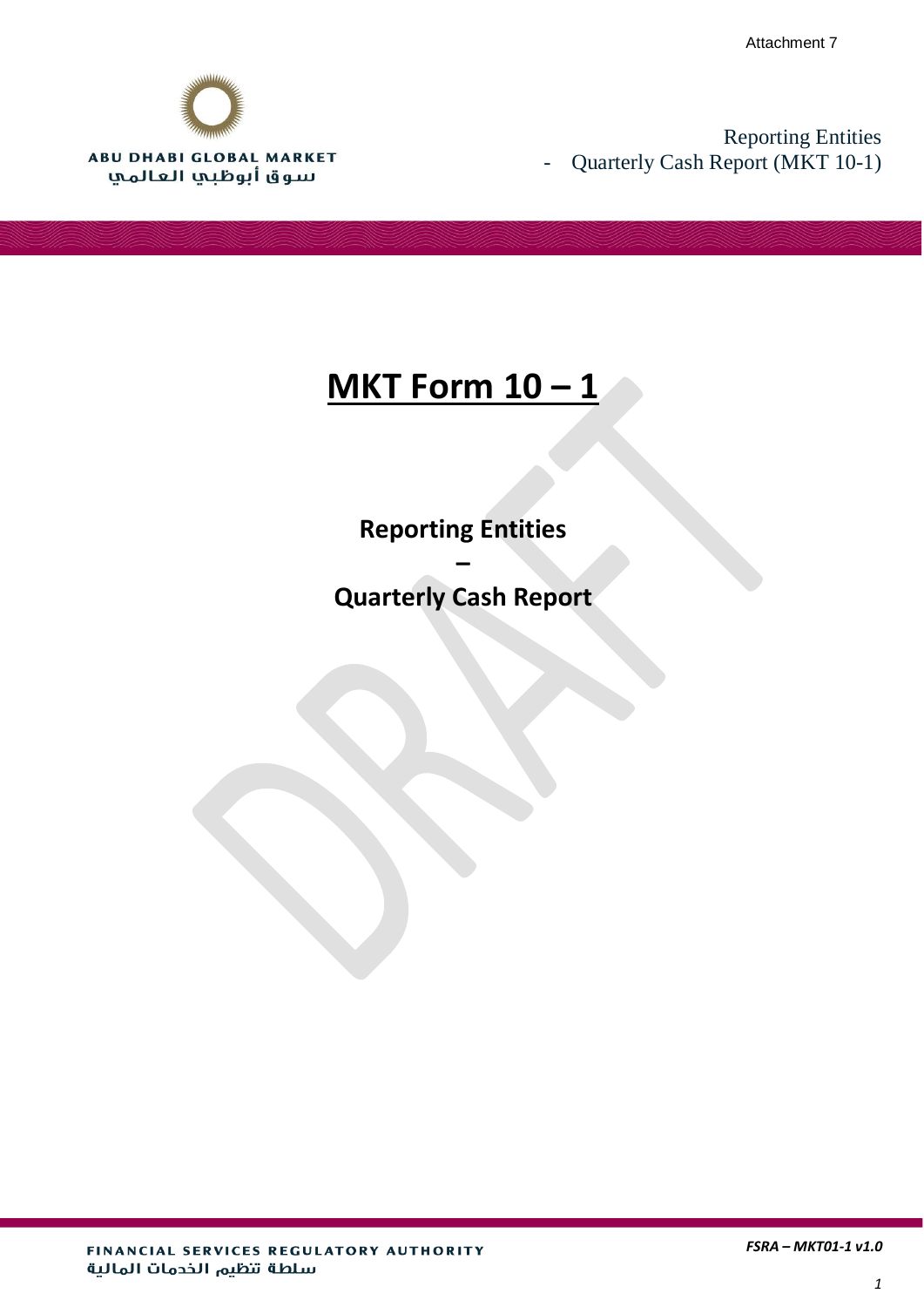Attachment 7

ABU DHABI GLOBAL MARKET
سوق أبوظبي العالمي

Reporting Entities
- Quarterly Cash Report (MKT 10-1)

# MKT Form 10 – 1

**Reporting Entities**

**–**

**Quarterly Cash Report**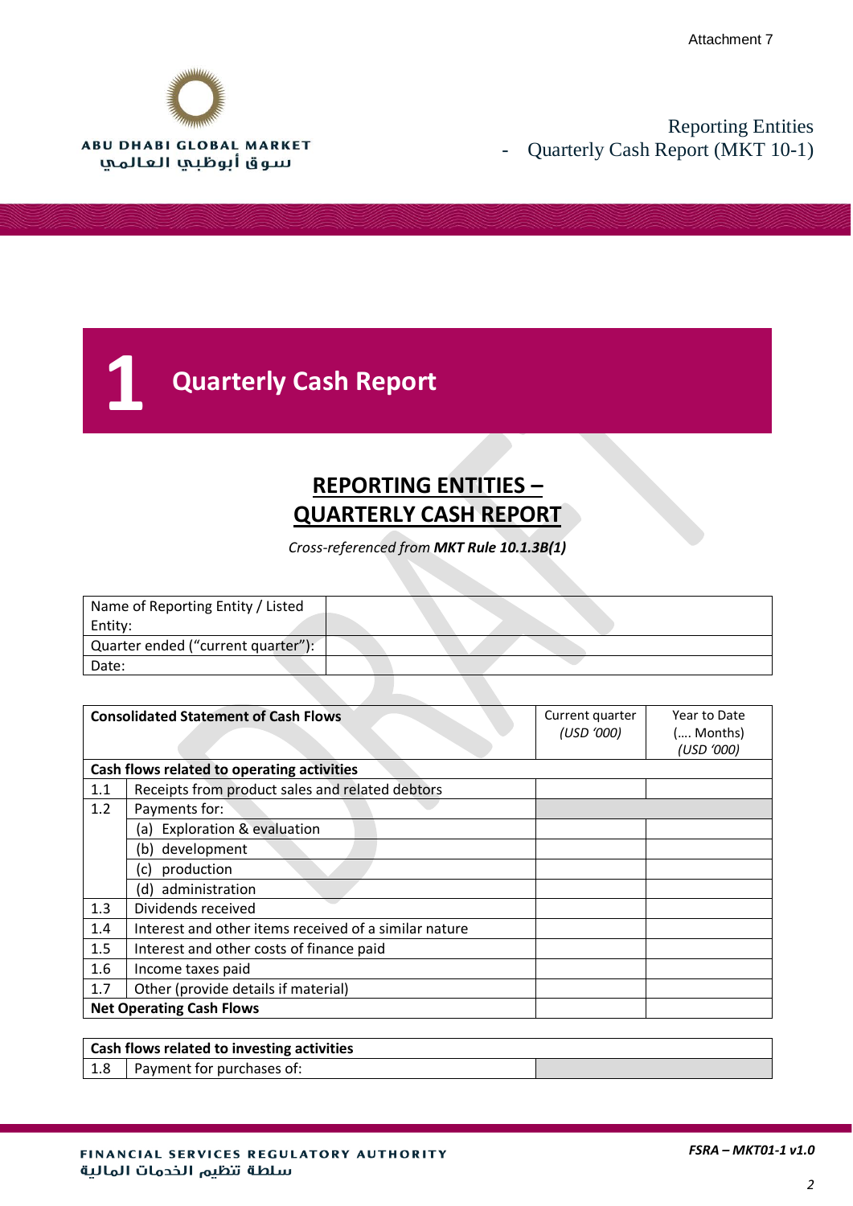# 1 Quarterly Cash Report

## REPORTING ENTITIES – QUARTERLY CASH REPORT

*Cross-referenced from* ***MKT Rule 10.1.3B(1)***

| Name of Reporting Entity / Listed Entity: | |
|---|---|
| Quarter ended ("current quarter"): | |
| Date: | |

| **Consolidated Statement of Cash Flows** | | Current quarter *(USD '000)* | Year to Date (.... Months) *(USD '000)* |
|---|---|---|---|
| **Cash flows related to operating activities** | | | |
| 1.1 | Receipts from product sales and related debtors | | |
| 1.2 | Payments for: | | |
| | (a) Exploration & evaluation | | |
| | (b) development | | |
| | (c) production | | |
| | (d) administration | | |
| 1.3 | Dividends received | | |
| 1.4 | Interest and other items received of a similar nature | | |
| 1.5 | Interest and other costs of finance paid | | |
| 1.6 | Income taxes paid | | |
| 1.7 | Other (provide details if material) | | |
| **Net Operating Cash Flows** | | | |

| **Cash flows related to investing activities** | | | |
|---|---|---|---|
| 1.8 | Payment for purchases of: | | |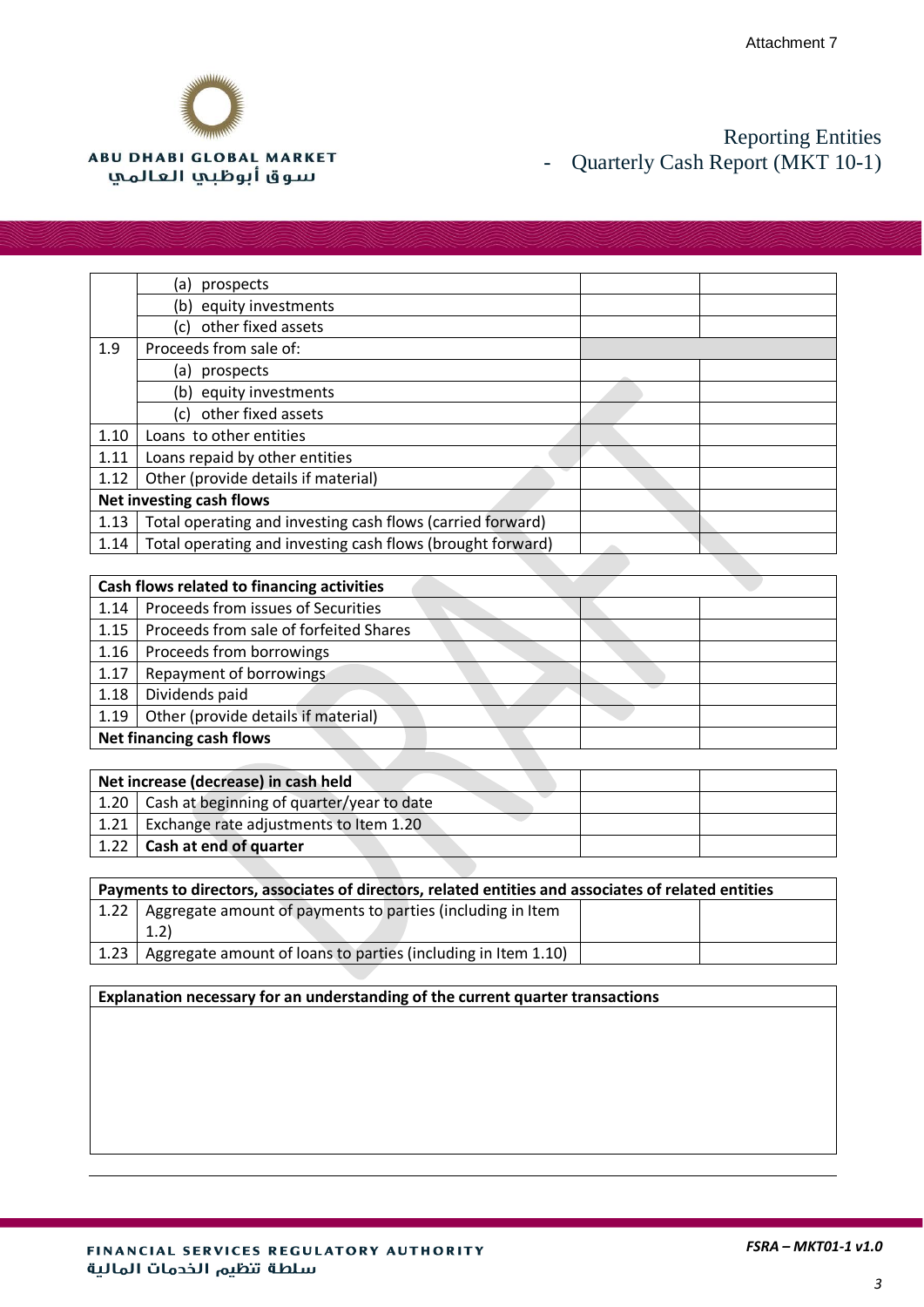|  |  |  |  |
|---|---|---|---|
|  | (a) prospects |  |  |
|  | (b) equity investments |  |  |
|  | (c) other fixed assets |  |  |
| 1.9 | Proceeds from sale of: |  |  |
|  | (a) prospects |  |  |
|  | (b) equity investments |  |  |
|  | (c) other fixed assets |  |  |
| 1.10 | Loans to other entities |  |  |
| 1.11 | Loans repaid by other entities |  |  |
| 1.12 | Other (provide details if material) |  |  |
| **Net investing cash flows** |  |  |  |
| 1.13 | Total operating and investing cash flows (carried forward) |  |  |
| 1.14 | Total operating and investing cash flows (brought forward) |  |  |

| **Cash flows related to financing activities** |  |  |  |
|---|---|---|---|
| 1.14 | Proceeds from issues of Securities |  |  |
| 1.15 | Proceeds from sale of forfeited Shares |  |  |
| 1.16 | Proceeds from borrowings |  |  |
| 1.17 | Repayment of borrowings |  |  |
| 1.18 | Dividends paid |  |  |
| 1.19 | Other (provide details if material) |  |  |
| **Net financing cash flows** |  |  |  |

| **Net increase (decrease) in cash held** |  |  |  |
|---|---|---|---|
| 1.20 | Cash at beginning of quarter/year to date |  |  |
| 1.21 | Exchange rate adjustments to Item 1.20 |  |  |
| 1.22 | **Cash at end of quarter** |  |  |

| **Payments to directors, associates of directors, related entities and associates of related entities** |  |  |  |
|---|---|---|---|
| 1.22 | Aggregate amount of payments to parties (including in Item 1.2) |  |  |
| 1.23 | Aggregate amount of loans to parties (including in Item 1.10) |  |  |

| **Explanation necessary for an understanding of the current quarter transactions** |
|---|
|  |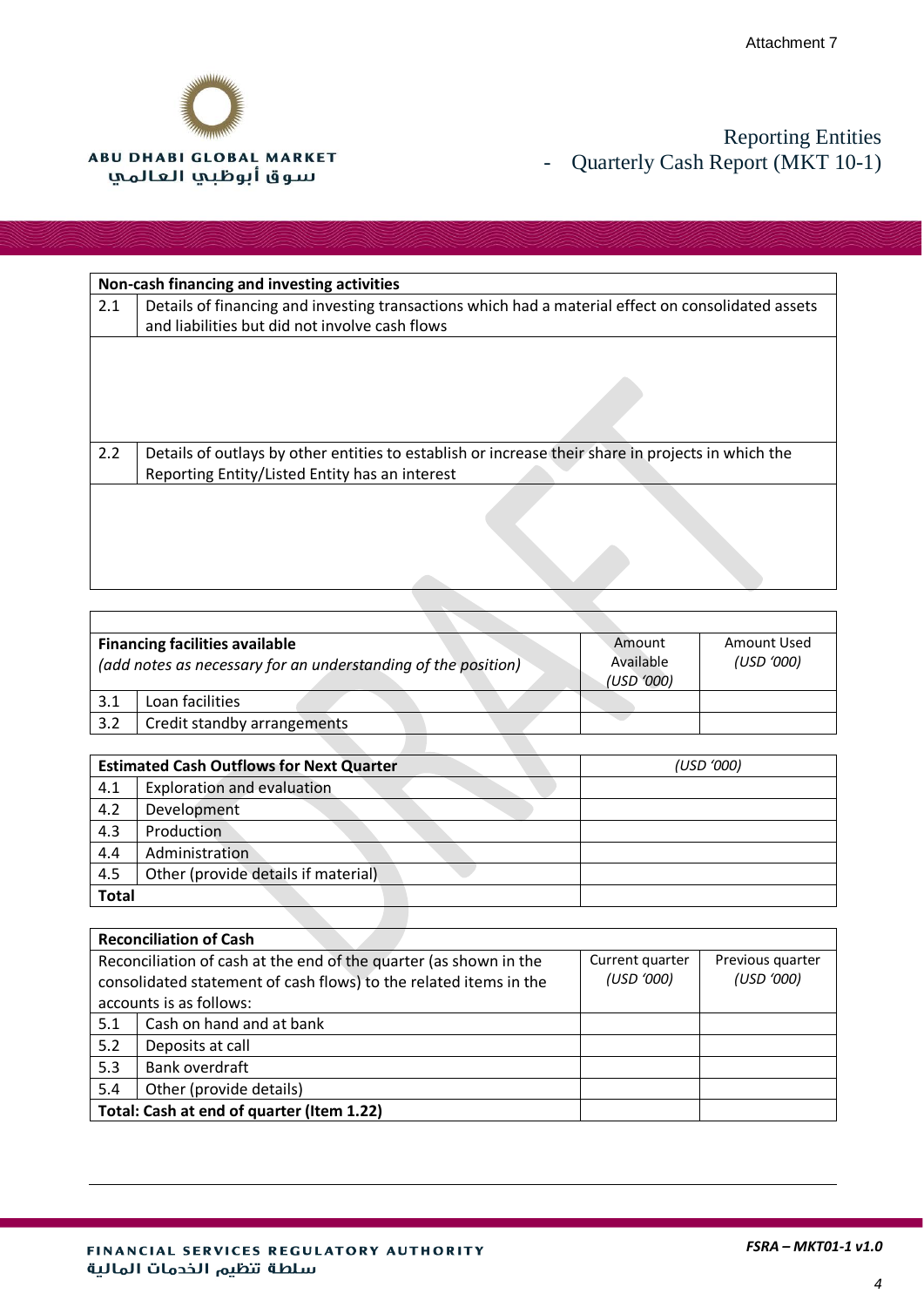Attachment 7

Reporting Entities
- Quarterly Cash Report (MKT 10-1)

| **Non-cash financing and investing activities** | |
|---|---|
| 2.1 | Details of financing and investing transactions which had a material effect on consolidated assets and liabilities but did not involve cash flows |
| | |
| 2.2 | Details of outlays by other entities to establish or increase their share in projects in which the Reporting Entity/Listed Entity has an interest |
| | |

| **Financing facilities available** *(add notes as necessary for an understanding of the position)* | | Amount Available *(USD '000)* | Amount Used *(USD '000)* |
|---|---|---|---|
| 3.1 | Loan facilities | | |
| 3.2 | Credit standby arrangements | | |

| **Estimated Cash Outflows for Next Quarter** | | *(USD '000)* |
|---|---|---|
| 4.1 | Exploration and evaluation | |
| 4.2 | Development | |
| 4.3 | Production | |
| 4.4 | Administration | |
| 4.5 | Other (provide details if material) | |
| **Total** | | |

| **Reconciliation of Cash** Reconciliation of cash at the end of the quarter (as shown in the consolidated statement of cash flows) to the related items in the accounts is as follows: | | Current quarter *(USD '000)* | Previous quarter *(USD '000)* |
|---|---|---|---|
| 5.1 | Cash on hand and at bank | | |
| 5.2 | Deposits at call | | |
| 5.3 | Bank overdraft | | |
| 5.4 | Other (provide details) | | |
| **Total: Cash at end of quarter (Item 1.22)** | | | |

*FSRA – MKT01-1 v1.0*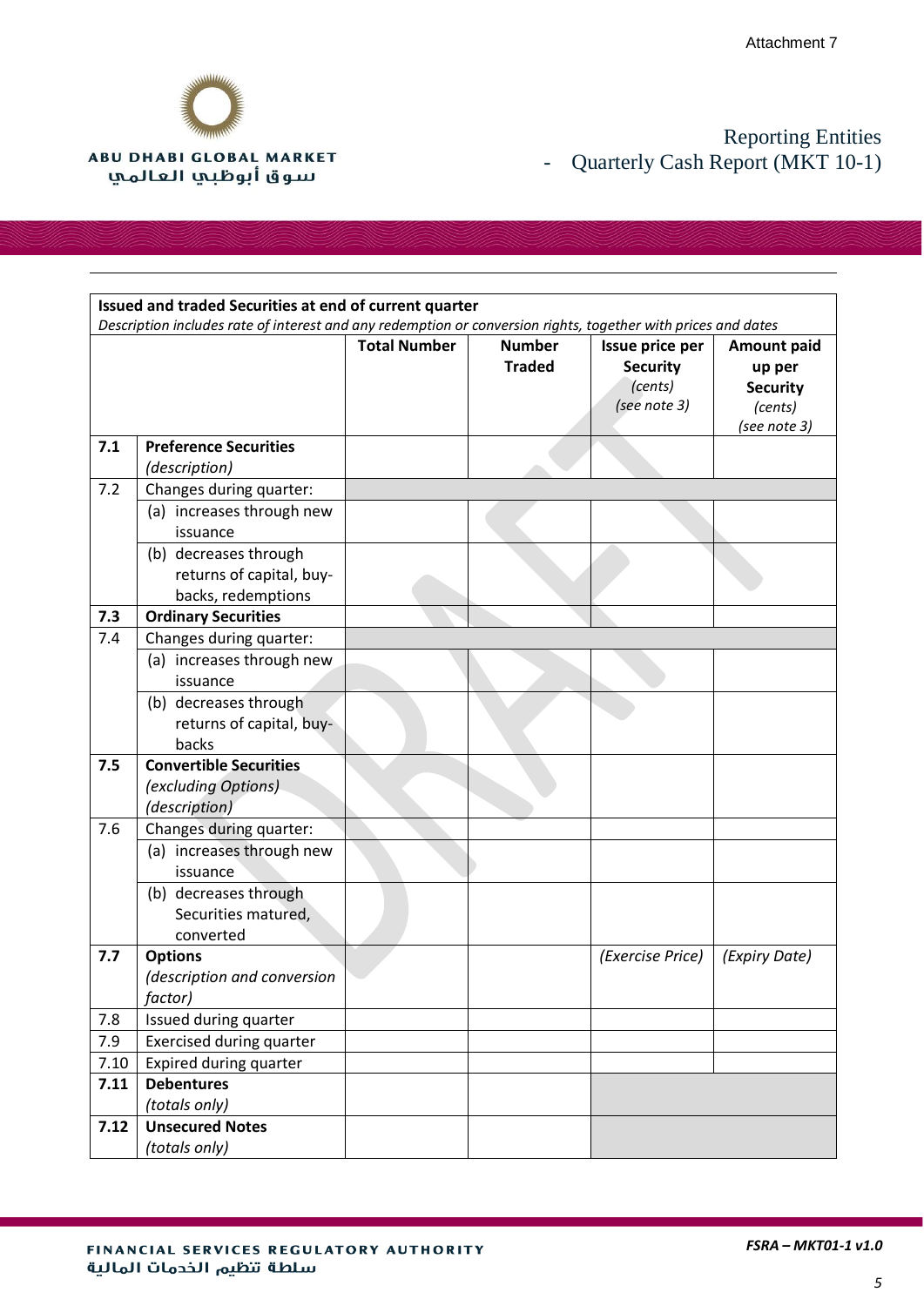| | **Issued and traded Securities at end of current quarter** *Description includes rate of interest and any redemption or conversion rights, together with prices and dates* | | | | |
|---|---|---|---|---|---|
| | | **Total Number** | **Number Traded** | **Issue price per Security** *(cents)* *(see note 3)* | **Amount paid up per Security** *(cents)* *(see note 3)* |
| **7.1** | **Preference Securities** *(description)* | | | | |
| 7.2 | Changes during quarter: | | | | |
| | (a) increases through new issuance | | | | |
| | (b) decreases through returns of capital, buy-backs, redemptions | | | | |
| **7.3** | **Ordinary Securities** | | | | |
| 7.4 | Changes during quarter: | | | | |
| | (a) increases through new issuance | | | | |
| | (b) decreases through returns of capital, buy-backs | | | | |
| **7.5** | **Convertible Securities** *(excluding Options)* *(description)* | | | | |
| 7.6 | Changes during quarter: | | | | |
| | (a) increases through new issuance | | | | |
| | (b) decreases through Securities matured, converted | | | | |
| **7.7** | **Options** *(description and conversion factor)* | | | *(Exercise Price)* | *(Expiry Date)* |
| 7.8 | Issued during quarter | | | | |
| 7.9 | Exercised during quarter | | | | |
| 7.10 | Expired during quarter | | | | |
| **7.11** | **Debentures** *(totals only)* | | | | |
| **7.12** | **Unsecured Notes** *(totals only)* | | | | |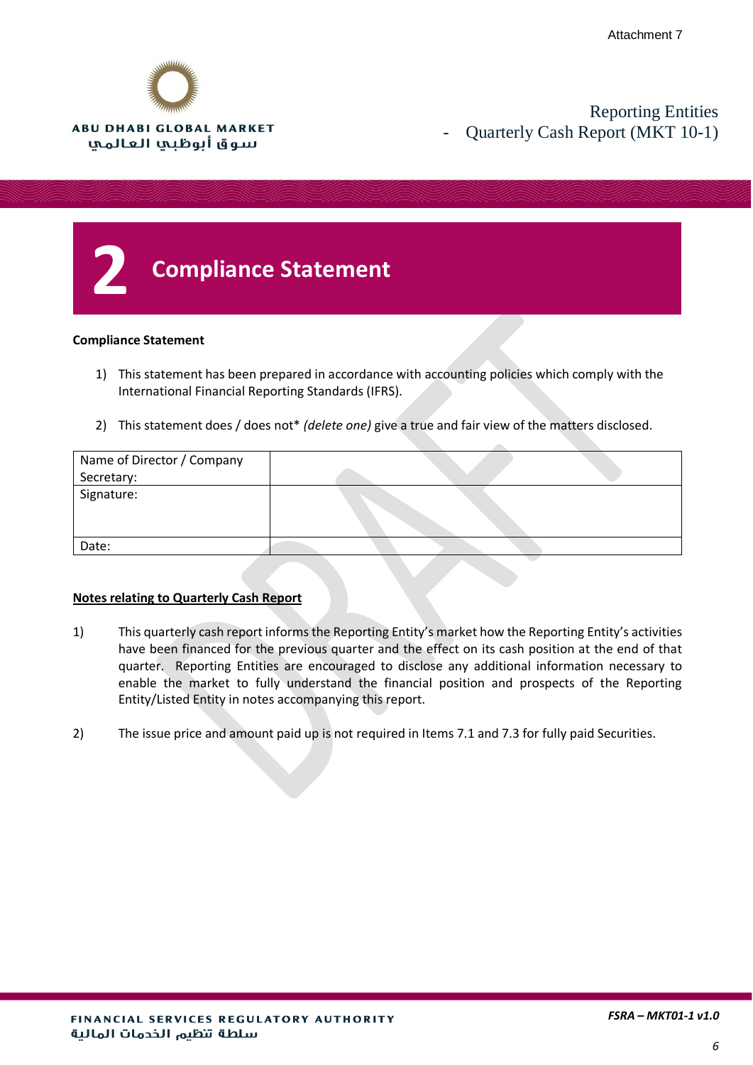# 2 Compliance Statement

**Compliance Statement**

1) This statement has been prepared in accordance with accounting policies which comply with the International Financial Reporting Standards (IFRS).

2) This statement does / does not* *(delete one)* give a true and fair view of the matters disclosed.

| | |
|---|---|
| Name of Director / Company Secretary: | |
| Signature: | |
| Date: | |

**Notes relating to Quarterly Cash Report**

1) This quarterly cash report informs the Reporting Entity's market how the Reporting Entity's activities have been financed for the previous quarter and the effect on its cash position at the end of that quarter. Reporting Entities are encouraged to disclose any additional information necessary to enable the market to fully understand the financial position and prospects of the Reporting Entity/Listed Entity in notes accompanying this report.

2) The issue price and amount paid up is not required in Items 7.1 and 7.3 for fully paid Securities.